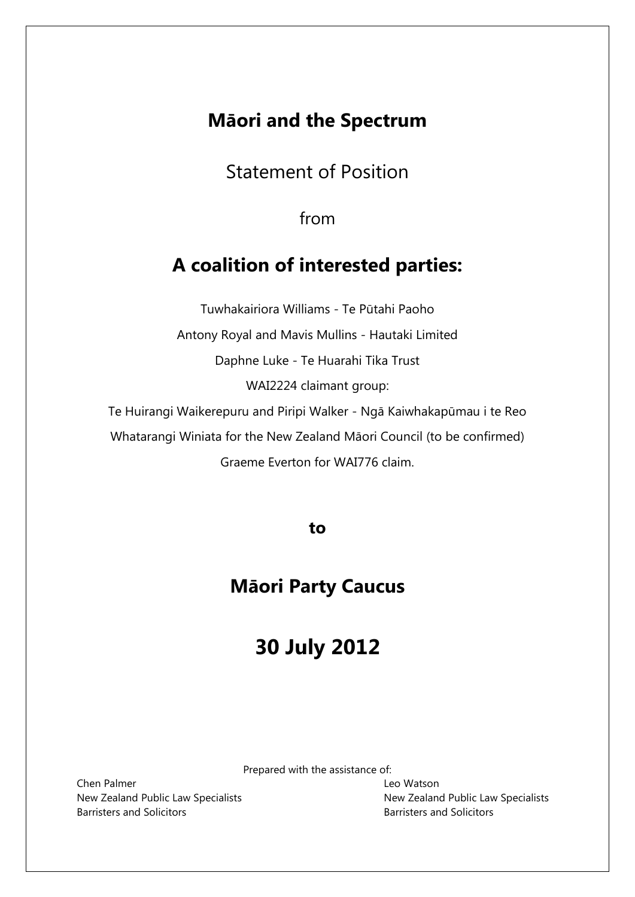# Māori and the Spectrum

Statement of Position

from

## A coalition of interested parties:

Tuwhakairiora Williams - Te Pūtahi Paoho

Antony Royal and Mavis Mullins - Hautaki Limited

Daphne Luke - Te Huarahi Tika Trust

WAI2224 claimant group:

Te Huirangi Waikerepuru and Piripi Walker - Ngā Kaiwhakapūmau i te Reo

Whatarangi Winiata for the New Zealand Māori Council (to be confirmed)

Graeme Everton for WAI776 claim.

**to**

## Māori Party Caucus

## 30 July 2012

Prepared with the assistance of:

Chen Palmer
New Zealand Public Law Specialists
Barristers and Solicitors

Leo Watson
New Zealand Public Law Specialists
Barristers and Solicitors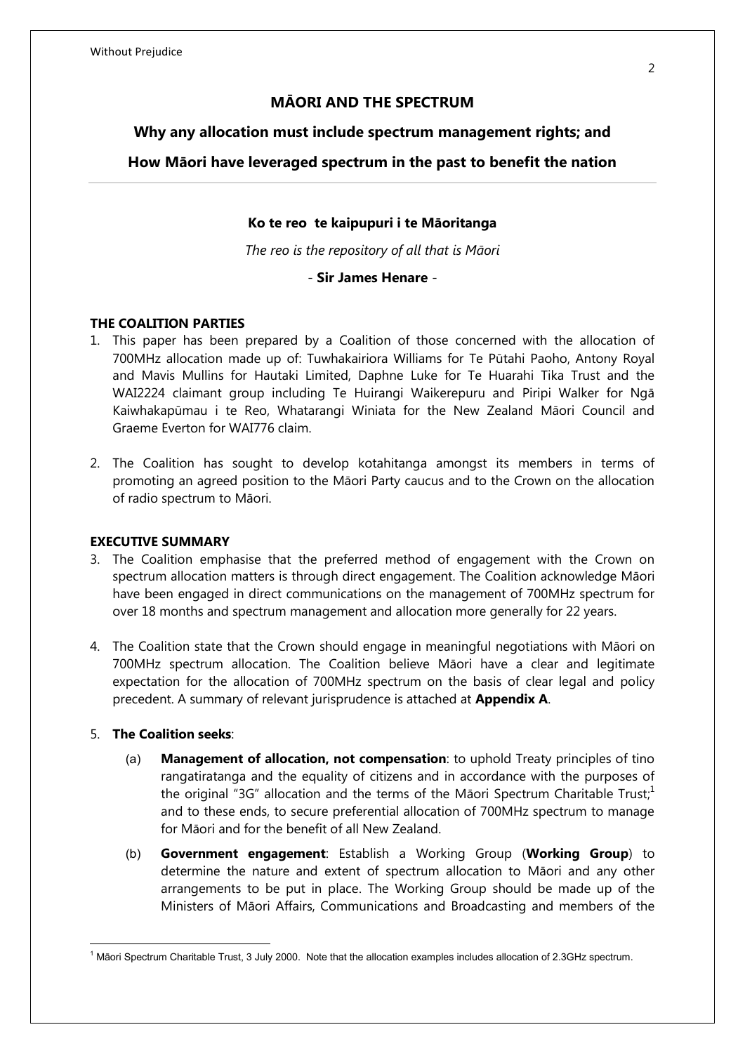Without Prejudice

# MĀORI AND THE SPECTRUM

## Why any allocation must include spectrum management rights; and

## How Māori have leveraged spectrum in the past to benefit the nation

---

**Ko te reo te kaipupuri i te Māoritanga**

*The reo is the repository of all that is Māori*

- **Sir James Henare** -

### THE COALITION PARTIES

1. This paper has been prepared by a Coalition of those concerned with the allocation of 700MHz allocation made up of: Tuwhakairiora Williams for Te Pūtahi Paoho, Antony Royal and Mavis Mullins for Hautaki Limited, Daphne Luke for Te Huarahi Tika Trust and the WAI2224 claimant group including Te Huirangi Waikerepuru and Piripi Walker for Ngā Kaiwhakapūmau i te Reo, Whatarangi Winiata for the New Zealand Māori Council and Graeme Everton for WAI776 claim.

2. The Coalition has sought to develop kotahitanga amongst its members in terms of promoting an agreed position to the Māori Party caucus and to the Crown on the allocation of radio spectrum to Māori.

### EXECUTIVE SUMMARY

3. The Coalition emphasise that the preferred method of engagement with the Crown on spectrum allocation matters is through direct engagement. The Coalition acknowledge Māori have been engaged in direct communications on the management of 700MHz spectrum for over 18 months and spectrum management and allocation more generally for 22 years.

4. The Coalition state that the Crown should engage in meaningful negotiations with Māori on 700MHz spectrum allocation. The Coalition believe Māori have a clear and legitimate expectation for the allocation of 700MHz spectrum on the basis of clear legal and policy precedent. A summary of relevant jurisprudence is attached at **Appendix A**.

5. **The Coalition seeks**:

   (a) **Management of allocation, not compensation**: to uphold Treaty principles of tino rangatiratanga and the equality of citizens and in accordance with the purposes of the original "3G" allocation and the terms of the Māori Spectrum Charitable Trust;[1] and to these ends, to secure preferential allocation of 700MHz spectrum to manage for Māori and for the benefit of all New Zealand.

   (b) **Government engagement**: Establish a Working Group (**Working Group**) to determine the nature and extent of spectrum allocation to Māori and any other arrangements to be put in place. The Working Group should be made up of the Ministers of Māori Affairs, Communications and Broadcasting and members of the

---

[1] Māori Spectrum Charitable Trust, 3 July 2000. Note that the allocation examples includes allocation of 2.3GHz spectrum.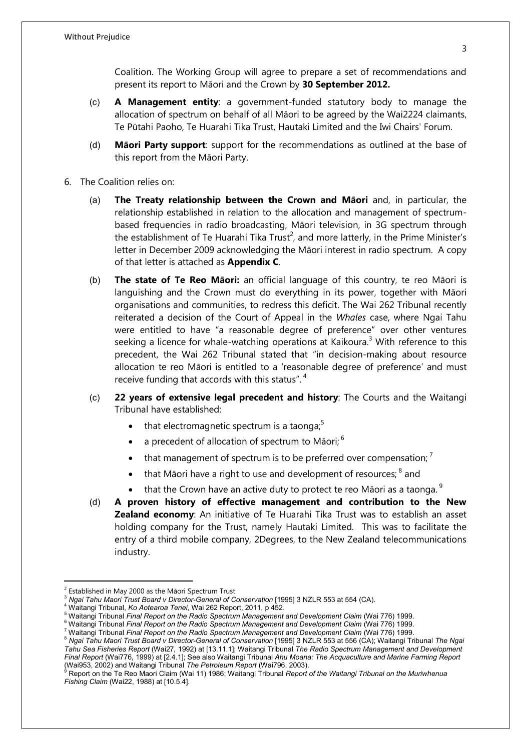Coalition. The Working Group will agree to prepare a set of recommendations and present its report to Māori and the Crown by **30 September 2012.**

(c) **A Management entity**: a government-funded statutory body to manage the allocation of spectrum on behalf of all Māori to be agreed by the Wai2224 claimants, Te Pūtahi Paoho, Te Huarahi Tika Trust, Hautaki Limited and the Iwi Chairs' Forum.

(d) **Māori Party support**: support for the recommendations as outlined at the base of this report from the Māori Party.

6. The Coalition relies on:

   (a) **The Treaty relationship between the Crown and Māori** and, in particular, the relationship established in relation to the allocation and management of spectrum-based frequencies in radio broadcasting, Māori television, in 3G spectrum through the establishment of Te Huarahi Tika Trust[2], and more latterly, in the Prime Minister's letter in December 2009 acknowledging the Māori interest in radio spectrum. A copy of that letter is attached as **Appendix C**.

   (b) **The state of Te Reo Māori:** an official language of this country, te reo Māori is languishing and the Crown must do everything in its power, together with Māori organisations and communities, to redress this deficit. The Wai 262 Tribunal recently reiterated a decision of the Court of Appeal in the *Whales* case, where Ngai Tahu were entitled to have "a reasonable degree of preference" over other ventures seeking a licence for whale-watching operations at Kaikoura.[3] With reference to this precedent, the Wai 262 Tribunal stated that "in decision-making about resource allocation te reo Māori is entitled to a 'reasonable degree of preference' and must receive funding that accords with this status".[4]

   (c) **22 years of extensive legal precedent and history**: The Courts and the Waitangi Tribunal have established:

   - that electromagnetic spectrum is a taonga;[5]
   - a precedent of allocation of spectrum to Māori;[6]
   - that management of spectrum is to be preferred over compensation;[7]
   - that Māori have a right to use and development of resources;[8] and
   - that the Crown have an active duty to protect te reo Māori as a taonga.[9]

   (d) **A proven history of effective management and contribution to the New Zealand economy**: An initiative of Te Huarahi Tika Trust was to establish an asset holding company for the Trust, namely Hautaki Limited. This was to facilitate the entry of a third mobile company, 2Degrees, to the New Zealand telecommunications industry.

---

[2] Established in May 2000 as the Māori Spectrum Trust

[3] *Ngai Tahu Maori Trust Board v Director-General of Conservation* [1995] 3 NZLR 553 at 554 (CA).

[4] Waitangi Tribunal, *Ko Aotearoa Tenei*, Wai 262 Report, 2011, p 452.

[5] Waitangi Tribunal *Final Report on the Radio Spectrum Management and Development Claim* (Wai 776) 1999.

[6] Waitangi Tribunal *Final Report on the Radio Spectrum Management and Development Claim* (Wai 776) 1999.

[7] Waitangi Tribunal *Final Report on the Radio Spectrum Management and Development Claim* (Wai 776) 1999.

[8] *Ngai Tahu Maori Trust Board v Director-General of Conservation* [1995] 3 NZLR 553 at 556 (CA); Waitangi Tribunal *The Ngai Tahu Sea Fisheries Report* (Wai27, 1992) at [13.11.1]; Waitangi Tribunal *The Radio Spectrum Management and Development Final Report* (Wai776, 1999) at [2.4.1]; See also Waitangi Tribunal *Ahu Moana: The Acquaculture and Marine Farming Report* (Wai953, 2002) and Waitangi Tribunal *The Petroleum Report* (Wai796, 2003).

[9] Report on the Te Reo Maori Claim (Wai 11) 1986; Waitangi Tribunal *Report of the Waitangi Tribunal on the Muriwhenua Fishing Claim* (Wai22, 1988) at [10.5.4].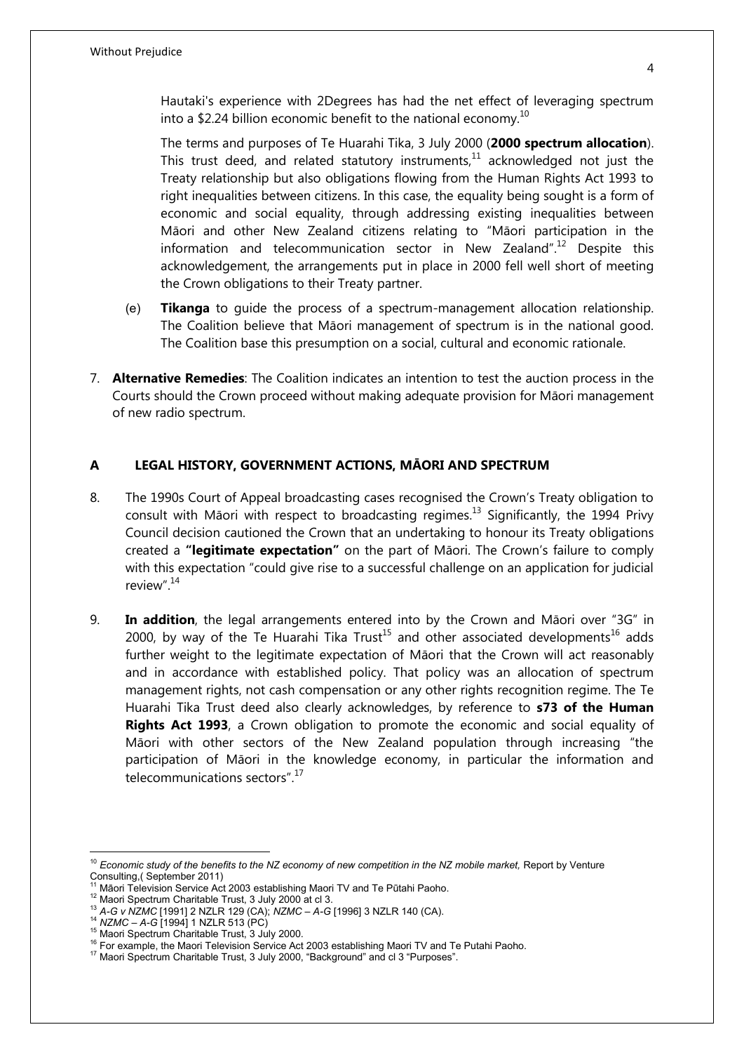Hautaki's experience with 2Degrees has had the net effect of leveraging spectrum into a $2.24 billion economic benefit to the national economy.[10]

The terms and purposes of Te Huarahi Tika, 3 July 2000 (**2000 spectrum allocation**). This trust deed, and related statutory instruments,[11] acknowledged not just the Treaty relationship but also obligations flowing from the Human Rights Act 1993 to right inequalities between citizens. In this case, the equality being sought is a form of economic and social equality, through addressing existing inequalities between Māori and other New Zealand citizens relating to "Māori participation in the information and telecommunication sector in New Zealand".[12] Despite this acknowledgement, the arrangements put in place in 2000 fell well short of meeting the Crown obligations to their Treaty partner.

(e) **Tikanga** to guide the process of a spectrum-management allocation relationship. The Coalition believe that Māori management of spectrum is in the national good. The Coalition base this presumption on a social, cultural and economic rationale.

7. **Alternative Remedies**: The Coalition indicates an intention to test the auction process in the Courts should the Crown proceed without making adequate provision for Māori management of new radio spectrum.

## A LEGAL HISTORY, GOVERNMENT ACTIONS, MĀORI AND SPECTRUM

8. The 1990s Court of Appeal broadcasting cases recognised the Crown's Treaty obligation to consult with Māori with respect to broadcasting regimes.[13] Significantly, the 1994 Privy Council decision cautioned the Crown that an undertaking to honour its Treaty obligations created a **"legitimate expectation"** on the part of Māori. The Crown's failure to comply with this expectation "could give rise to a successful challenge on an application for judicial review".[14]

9. **In addition**, the legal arrangements entered into by the Crown and Māori over "3G" in 2000, by way of the Te Huarahi Tika Trust[15] and other associated developments[16] adds further weight to the legitimate expectation of Māori that the Crown will act reasonably and in accordance with established policy. That policy was an allocation of spectrum management rights, not cash compensation or any other rights recognition regime. The Te Huarahi Tika Trust deed also clearly acknowledges, by reference to **s73 of the Human Rights Act 1993**, a Crown obligation to promote the economic and social equality of Māori with other sectors of the New Zealand population through increasing "the participation of Māori in the knowledge economy, in particular the information and telecommunications sectors".[17]

---

[10] *Economic study of the benefits to the NZ economy of new competition in the NZ mobile market,* Report by Venture Consulting,( September 2011)

[11] Māori Television Service Act 2003 establishing Maori TV and Te Pūtahi Paoho.

[12] Maori Spectrum Charitable Trust, 3 July 2000 at cl 3.

[13] *A-G v NZMC* [1991] 2 NZLR 129 (CA); *NZMC – A-G* [1996] 3 NZLR 140 (CA).

[14] *NZMC – A-G* [1994] 1 NZLR 513 (PC)

[15] Maori Spectrum Charitable Trust, 3 July 2000.

[16] For example, the Maori Television Service Act 2003 establishing Maori TV and Te Putahi Paoho.

[17] Maori Spectrum Charitable Trust, 3 July 2000, "Background" and cl 3 "Purposes".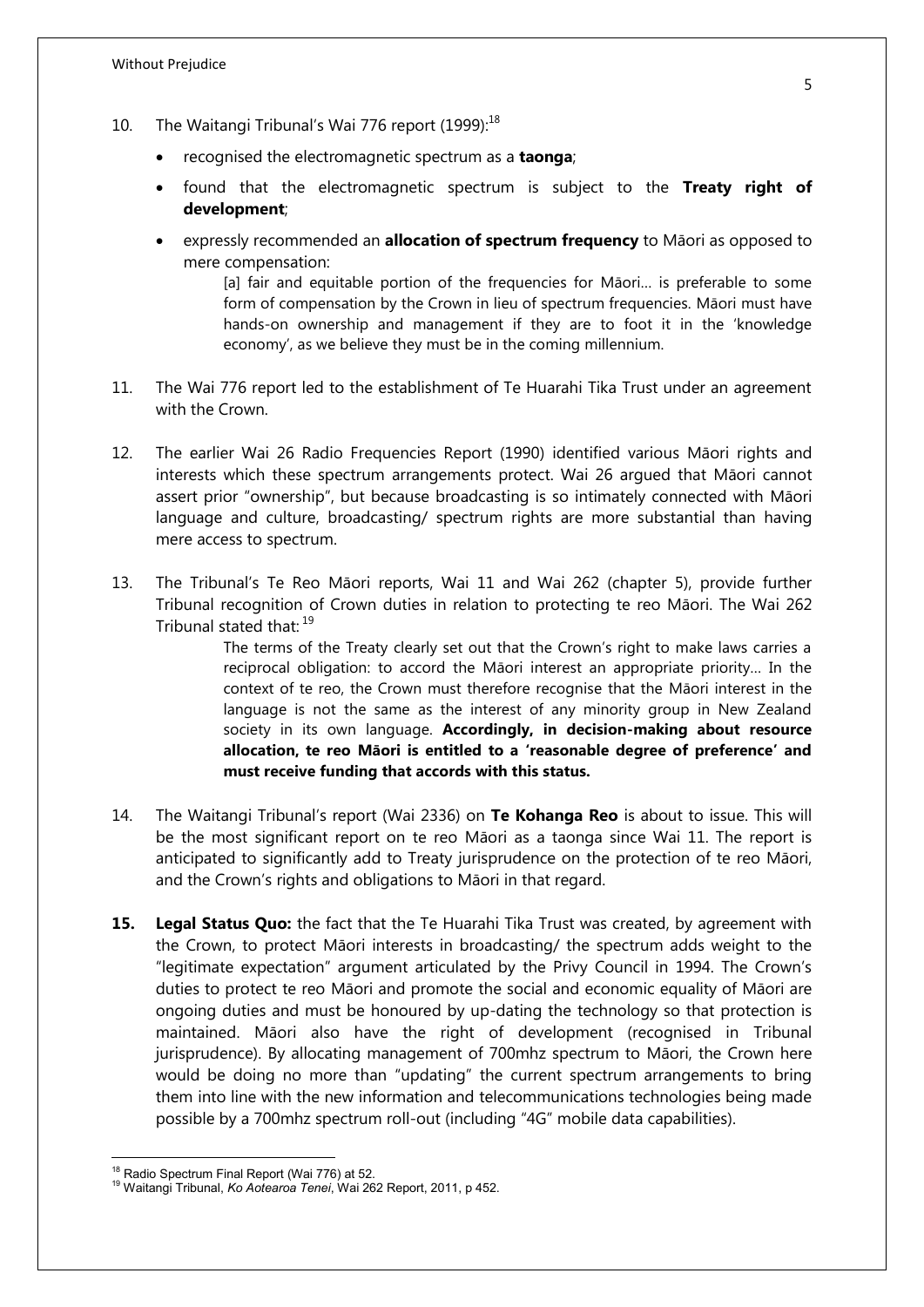10. The Waitangi Tribunal's Wai 776 report (1999):[18]

    - recognised the electromagnetic spectrum as a **taonga**;
    - found that the electromagnetic spectrum is subject to the **Treaty right of development**;
    - expressly recommended an **allocation of spectrum frequency** to Māori as opposed to mere compensation:

      > [a] fair and equitable portion of the frequencies for Māori… is preferable to some form of compensation by the Crown in lieu of spectrum frequencies. Māori must have hands-on ownership and management if they are to foot it in the 'knowledge economy', as we believe they must be in the coming millennium.

11. The Wai 776 report led to the establishment of Te Huarahi Tika Trust under an agreement with the Crown.

12. The earlier Wai 26 Radio Frequencies Report (1990) identified various Māori rights and interests which these spectrum arrangements protect. Wai 26 argued that Māori cannot assert prior "ownership", but because broadcasting is so intimately connected with Māori language and culture, broadcasting/ spectrum rights are more substantial than having mere access to spectrum.

13. The Tribunal's Te Reo Māori reports, Wai 11 and Wai 262 (chapter 5), provide further Tribunal recognition of Crown duties in relation to protecting te reo Māori. The Wai 262 Tribunal stated that:[19]

    > The terms of the Treaty clearly set out that the Crown's right to make laws carries a reciprocal obligation: to accord the Māori interest an appropriate priority… In the context of te reo, the Crown must therefore recognise that the Māori interest in the language is not the same as the interest of any minority group in New Zealand society in its own language. **Accordingly, in decision-making about resource allocation, te reo Māori is entitled to a 'reasonable degree of preference' and must receive funding that accords with this status.**

14. The Waitangi Tribunal's report (Wai 2336) on **Te Kohanga Reo** is about to issue. This will be the most significant report on te reo Māori as a taonga since Wai 11. The report is anticipated to significantly add to Treaty jurisprudence on the protection of te reo Māori, and the Crown's rights and obligations to Māori in that regard.

**15. Legal Status Quo:** the fact that the Te Huarahi Tika Trust was created, by agreement with the Crown, to protect Māori interests in broadcasting/ the spectrum adds weight to the "legitimate expectation" argument articulated by the Privy Council in 1994. The Crown's duties to protect te reo Māori and promote the social and economic equality of Māori are ongoing duties and must be honoured by up-dating the technology so that protection is maintained. Māori also have the right of development (recognised in Tribunal jurisprudence). By allocating management of 700mhz spectrum to Māori, the Crown here would be doing no more than "updating" the current spectrum arrangements to bring them into line with the new information and telecommunications technologies being made possible by a 700mhz spectrum roll-out (including "4G" mobile data capabilities).

---

[18] Radio Spectrum Final Report (Wai 776) at 52.

[19] Waitangi Tribunal, *Ko Aotearoa Tenei*, Wai 262 Report, 2011, p 452.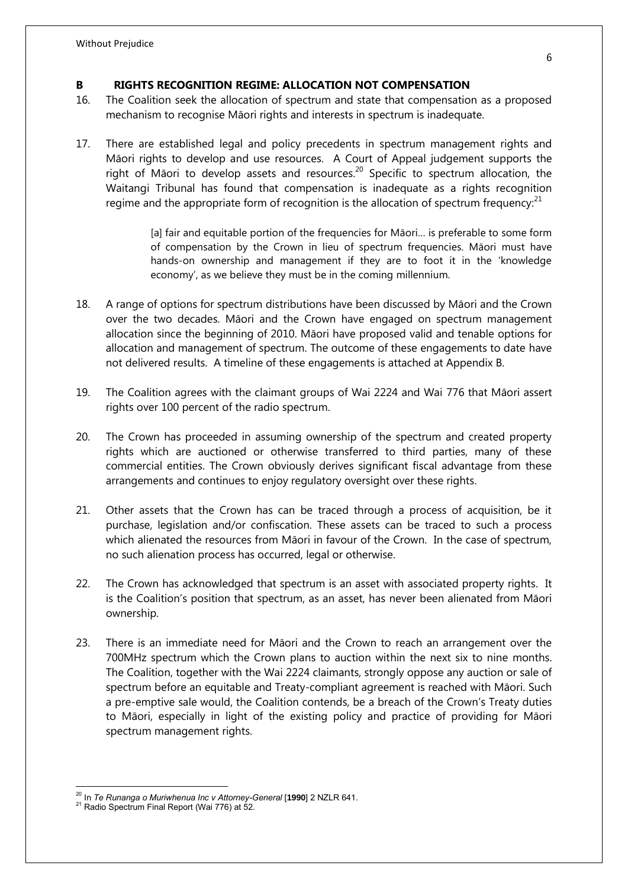## B RIGHTS RECOGNITION REGIME: ALLOCATION NOT COMPENSATION

16. The Coalition seek the allocation of spectrum and state that compensation as a proposed mechanism to recognise Māori rights and interests in spectrum is inadequate.

17. There are established legal and policy precedents in spectrum management rights and Māori rights to develop and use resources. A Court of Appeal judgement supports the right of Māori to develop assets and resources.[20] Specific to spectrum allocation, the Waitangi Tribunal has found that compensation is inadequate as a rights recognition regime and the appropriate form of recognition is the allocation of spectrum frequency:[21]

> [a] fair and equitable portion of the frequencies for Māori… is preferable to some form of compensation by the Crown in lieu of spectrum frequencies. Māori must have hands-on ownership and management if they are to foot it in the 'knowledge economy', as we believe they must be in the coming millennium.

18. A range of options for spectrum distributions have been discussed by Māori and the Crown over the two decades. Māori and the Crown have engaged on spectrum management allocation since the beginning of 2010. Māori have proposed valid and tenable options for allocation and management of spectrum. The outcome of these engagements to date have not delivered results. A timeline of these engagements is attached at Appendix B.

19. The Coalition agrees with the claimant groups of Wai 2224 and Wai 776 that Māori assert rights over 100 percent of the radio spectrum.

20. The Crown has proceeded in assuming ownership of the spectrum and created property rights which are auctioned or otherwise transferred to third parties, many of these commercial entities. The Crown obviously derives significant fiscal advantage from these arrangements and continues to enjoy regulatory oversight over these rights.

21. Other assets that the Crown has can be traced through a process of acquisition, be it purchase, legislation and/or confiscation. These assets can be traced to such a process which alienated the resources from Māori in favour of the Crown. In the case of spectrum, no such alienation process has occurred, legal or otherwise.

22. The Crown has acknowledged that spectrum is an asset with associated property rights. It is the Coalition's position that spectrum, as an asset, has never been alienated from Māori ownership.

23. There is an immediate need for Māori and the Crown to reach an arrangement over the 700MHz spectrum which the Crown plans to auction within the next six to nine months. The Coalition, together with the Wai 2224 claimants, strongly oppose any auction or sale of spectrum before an equitable and Treaty-compliant agreement is reached with Māori. Such a pre-emptive sale would, the Coalition contends, be a breach of the Crown's Treaty duties to Māori, especially in light of the existing policy and practice of providing for Māori spectrum management rights.

---

[20] In *Te Runanga o Muriwhenua Inc v Attorney-General* [**1990**] 2 NZLR 641.

[21] Radio Spectrum Final Report (Wai 776) at 52.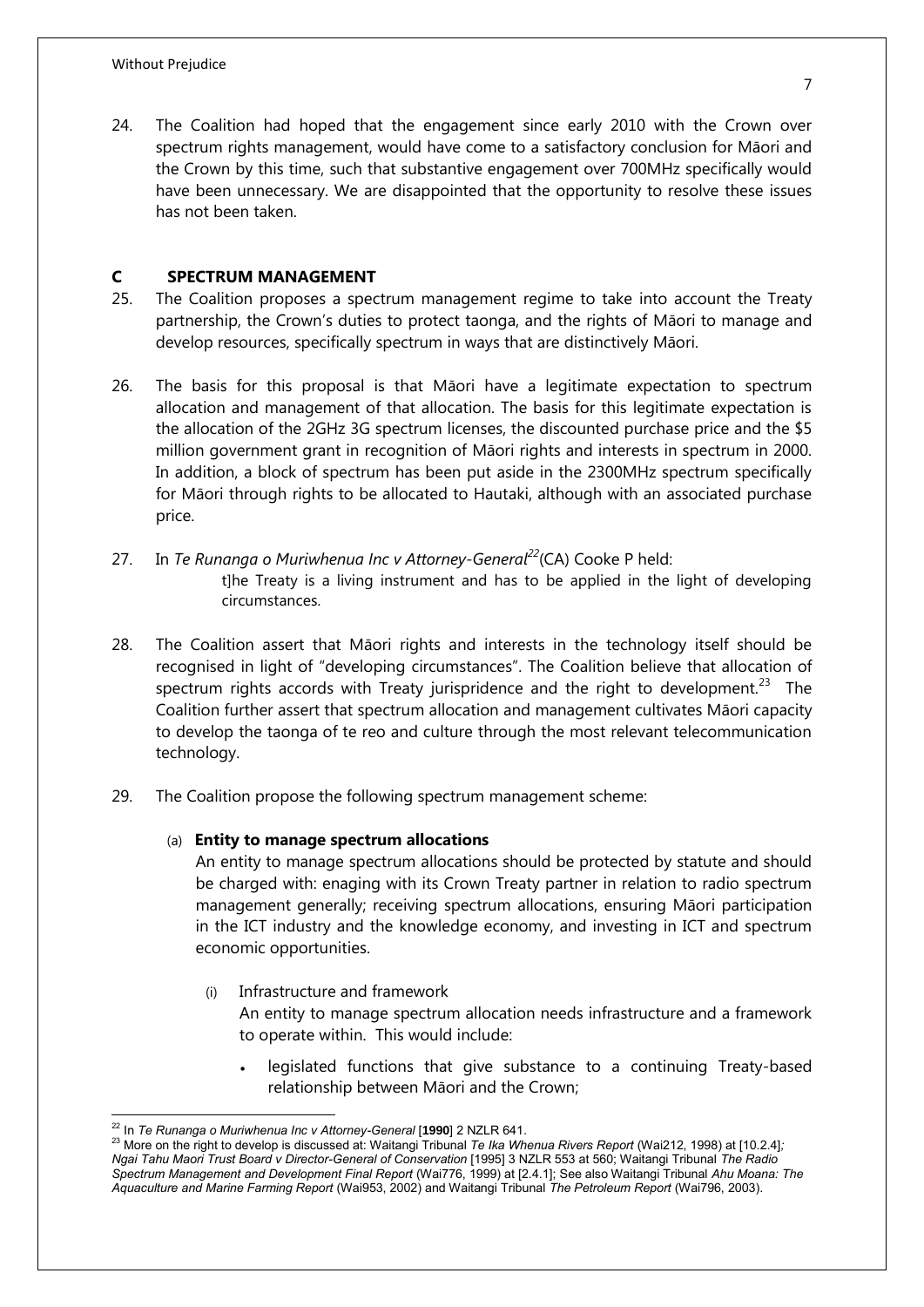24. The Coalition had hoped that the engagement since early 2010 with the Crown over spectrum rights management, would have come to a satisfactory conclusion for Māori and the Crown by this time, such that substantive engagement over 700MHz specifically would have been unnecessary. We are disappointed that the opportunity to resolve these issues has not been taken.

## C SPECTRUM MANAGEMENT

25. The Coalition proposes a spectrum management regime to take into account the Treaty partnership, the Crown's duties to protect taonga, and the rights of Māori to manage and develop resources, specifically spectrum in ways that are distinctively Māori.

26. The basis for this proposal is that Māori have a legitimate expectation to spectrum allocation and management of that allocation. The basis for this legitimate expectation is the allocation of the 2GHz 3G spectrum licenses, the discounted purchase price and the $5 million government grant in recognition of Māori rights and interests in spectrum in 2000. In addition, a block of spectrum has been put aside in the 2300MHz spectrum specifically for Māori through rights to be allocated to Hautaki, although with an associated purchase price.

27. In *Te Runanga o Muriwhenua Inc v Attorney-General*[22](CA) Cooke P held:

    t]he Treaty is a living instrument and has to be applied in the light of developing circumstances.

28. The Coalition assert that Māori rights and interests in the technology itself should be recognised in light of "developing circumstances". The Coalition believe that allocation of spectrum rights accords with Treaty jurisprudence and the right to development.[23] The Coalition further assert that spectrum allocation and management cultivates Māori capacity to develop the taonga of te reo and culture through the most relevant telecommunication technology.

29. The Coalition propose the following spectrum management scheme:

    (a) **Entity to manage spectrum allocations**

    An entity to manage spectrum allocations should be protected by statute and should be charged with: enaging with its Crown Treaty partner in relation to radio spectrum management generally; receiving spectrum allocations, ensuring Māori participation in the ICT industry and the knowledge economy, and investing in ICT and spectrum economic opportunities.

    (i) Infrastructure and framework

    An entity to manage spectrum allocation needs infrastructure and a framework to operate within. This would include:

    - legislated functions that give substance to a continuing Treaty-based relationship between Māori and the Crown;

---

[22] In *Te Runanga o Muriwhenua Inc v Attorney-General* [**1990**] 2 NZLR 641.

[23] More on the right to develop is discussed at: Waitangi Tribunal *Te Ika Whenua Rivers Report* (Wai212, 1998) at [10.2.4]*; Ngai Tahu Maori Trust Board v Director-General of Conservation* [1995] 3 NZLR 553 at 560; Waitangi Tribunal *The Radio Spectrum Management and Development Final Report* (Wai776, 1999) at [2.4.1]; See also Waitangi Tribunal *Ahu Moana: The Aquaculture and Marine Farming Report* (Wai953, 2002) and Waitangi Tribunal *The Petroleum Report* (Wai796, 2003).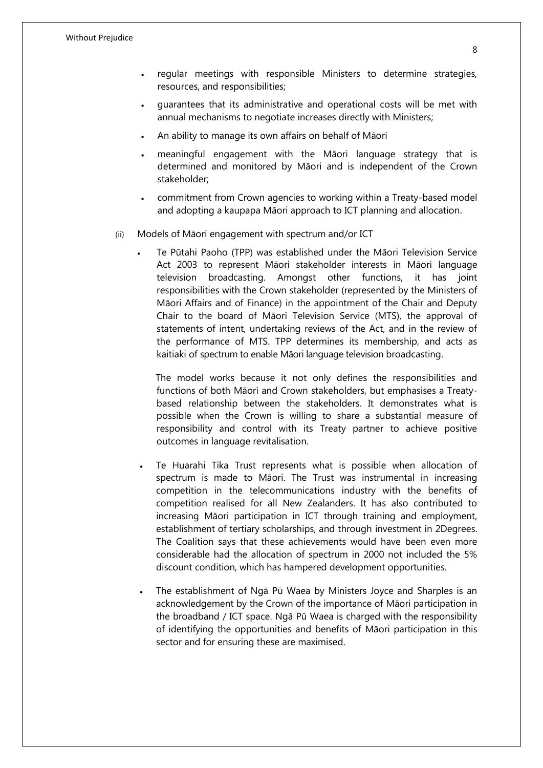- regular meetings with responsible Ministers to determine strategies, resources, and responsibilities;
- guarantees that its administrative and operational costs will be met with annual mechanisms to negotiate increases directly with Ministers;
- An ability to manage its own affairs on behalf of Māori
- meaningful engagement with the Māori language strategy that is determined and monitored by Māori and is independent of the Crown stakeholder;
- commitment from Crown agencies to working within a Treaty-based model and adopting a kaupapa Māori approach to ICT planning and allocation.

(ii) Models of Māori engagement with spectrum and/or ICT

- Te Pūtahi Paoho (TPP) was established under the Māori Television Service Act 2003 to represent Māori stakeholder interests in Māori language television broadcasting. Amongst other functions, it has joint responsibilities with the Crown stakeholder (represented by the Ministers of Māori Affairs and of Finance) in the appointment of the Chair and Deputy Chair to the board of Māori Television Service (MTS), the approval of statements of intent, undertaking reviews of the Act, and in the review of the performance of MTS. TPP determines its membership, and acts as kaitiaki of spectrum to enable Māori language television broadcasting.

  The model works because it not only defines the responsibilities and functions of both Māori and Crown stakeholders, but emphasises a Treaty-based relationship between the stakeholders. It demonstrates what is possible when the Crown is willing to share a substantial measure of responsibility and control with its Treaty partner to achieve positive outcomes in language revitalisation.

- Te Huarahi Tika Trust represents what is possible when allocation of spectrum is made to Māori. The Trust was instrumental in increasing competition in the telecommunications industry with the benefits of competition realised for all New Zealanders. It has also contributed to increasing Māori participation in ICT through training and employment, establishment of tertiary scholarships, and through investment in 2Degrees. The Coalition says that these achievements would have been even more considerable had the allocation of spectrum in 2000 not included the 5% discount condition, which has hampered development opportunities.

- The establishment of Ngā Pū Waea by Ministers Joyce and Sharples is an acknowledgement by the Crown of the importance of Māori participation in the broadband / ICT space. Ngā Pū Waea is charged with the responsibility of identifying the opportunities and benefits of Māori participation in this sector and for ensuring these are maximised.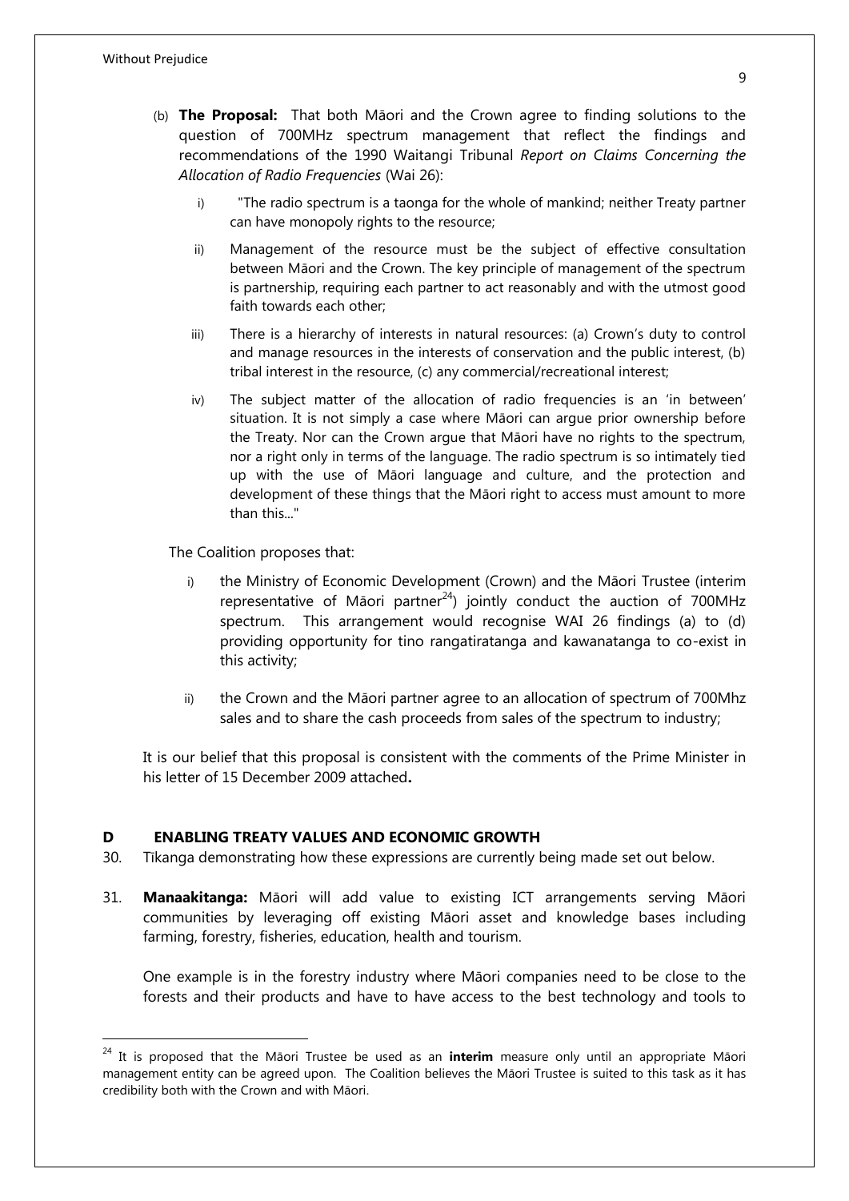(b) **The Proposal:** That both Māori and the Crown agree to finding solutions to the question of 700MHz spectrum management that reflect the findings and recommendations of the 1990 Waitangi Tribunal *Report on Claims Concerning the Allocation of Radio Frequencies* (Wai 26):

   i) "The radio spectrum is a taonga for the whole of mankind; neither Treaty partner can have monopoly rights to the resource;

   ii) Management of the resource must be the subject of effective consultation between Māori and the Crown. The key principle of management of the spectrum is partnership, requiring each partner to act reasonably and with the utmost good faith towards each other;

   iii) There is a hierarchy of interests in natural resources: (a) Crown's duty to control and manage resources in the interests of conservation and the public interest, (b) tribal interest in the resource, (c) any commercial/recreational interest;

   iv) The subject matter of the allocation of radio frequencies is an 'in between' situation. It is not simply a case where Māori can argue prior ownership before the Treaty. Nor can the Crown argue that Māori have no rights to the spectrum, nor a right only in terms of the language. The radio spectrum is so intimately tied up with the use of Māori language and culture, and the protection and development of these things that the Māori right to access must amount to more than this..."

The Coalition proposes that:

   i) the Ministry of Economic Development (Crown) and the Māori Trustee (interim representative of Māori partner[24]) jointly conduct the auction of 700MHz spectrum. This arrangement would recognise WAI 26 findings (a) to (d) providing opportunity for tino rangatiratanga and kawanatanga to co-exist in this activity;

   ii) the Crown and the Māori partner agree to an allocation of spectrum of 700Mhz sales and to share the cash proceeds from sales of the spectrum to industry;

It is our belief that this proposal is consistent with the comments of the Prime Minister in his letter of 15 December 2009 attached**.**

## D ENABLING TREATY VALUES AND ECONOMIC GROWTH

30. Tikanga demonstrating how these expressions are currently being made set out below.

31. **Manaakitanga:** Māori will add value to existing ICT arrangements serving Māori communities by leveraging off existing Māori asset and knowledge bases including farming, forestry, fisheries, education, health and tourism.

    One example is in the forestry industry where Māori companies need to be close to the forests and their products and have to have access to the best technology and tools to

---

[24] It is proposed that the Māori Trustee be used as an **interim** measure only until an appropriate Māori management entity can be agreed upon. The Coalition believes the Māori Trustee is suited to this task as it has credibility both with the Crown and with Māori.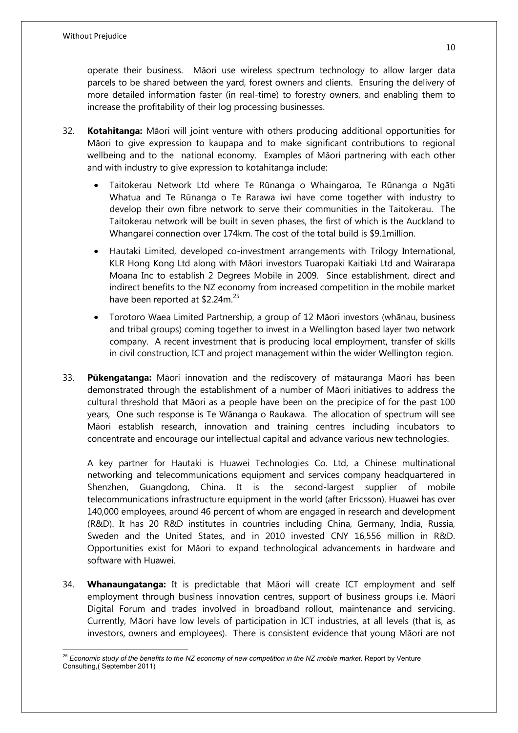operate their business. Māori use wireless spectrum technology to allow larger data parcels to be shared between the yard, forest owners and clients. Ensuring the delivery of more detailed information faster (in real-time) to forestry owners, and enabling them to increase the profitability of their log processing businesses.

32. **Kotahitanga:** Māori will joint venture with others producing additional opportunities for Māori to give expression to kaupapa and to make significant contributions to regional wellbeing and to the national economy. Examples of Māori partnering with each other and with industry to give expression to kotahitanga include:

    - Taitokerau Network Ltd where Te Rūnanga o Whaingaroa, Te Rūnanga o Ngāti Whatua and Te Rūnanga o Te Rarawa iwi have come together with industry to develop their own fibre network to serve their communities in the Taitokerau. The Taitokerau network will be built in seven phases, the first of which is the Auckland to Whangarei connection over 174km. The cost of the total build is $9.1million.
    - Hautaki Limited, developed co-investment arrangements with Trilogy International, KLR Hong Kong Ltd along with Māori investors Tuaropaki Kaitiaki Ltd and Wairarapa Moana Inc to establish 2 Degrees Mobile in 2009. Since establishment, direct and indirect benefits to the NZ economy from increased competition in the mobile market have been reported at $2.24m.[25]
    - Torotoro Waea Limited Partnership, a group of 12 Māori investors (whānau, business and tribal groups) coming together to invest in a Wellington based layer two network company. A recent investment that is producing local employment, transfer of skills in civil construction, ICT and project management within the wider Wellington region.

33. **Pūkengatanga:** Māori innovation and the rediscovery of mātauranga Māori has been demonstrated through the establishment of a number of Māori initiatives to address the cultural threshold that Māori as a people have been on the precipice of for the past 100 years, One such response is Te Wānanga o Raukawa. The allocation of spectrum will see Māori establish research, innovation and training centres including incubators to concentrate and encourage our intellectual capital and advance various new technologies.

    A key partner for Hautaki is Huawei Technologies Co. Ltd, a Chinese multinational networking and telecommunications equipment and services company headquartered in Shenzhen, Guangdong, China. It is the second-largest supplier of mobile telecommunications infrastructure equipment in the world (after Ericsson). Huawei has over 140,000 employees, around 46 percent of whom are engaged in research and development (R&D). It has 20 R&D institutes in countries including China, Germany, India, Russia, Sweden and the United States, and in 2010 invested CNY 16,556 million in R&D. Opportunities exist for Māori to expand technological advancements in hardware and software with Huawei.

34. **Whanaungatanga:** It is predictable that Māori will create ICT employment and self employment through business innovation centres, support of business groups i.e. Māori Digital Forum and trades involved in broadband rollout, maintenance and servicing. Currently, Māori have low levels of participation in ICT industries, at all levels (that is, as investors, owners and employees). There is consistent evidence that young Māori are not

---

[25] *Economic study of the benefits to the NZ economy of new competition in the NZ mobile market,* Report by Venture Consulting,( September 2011)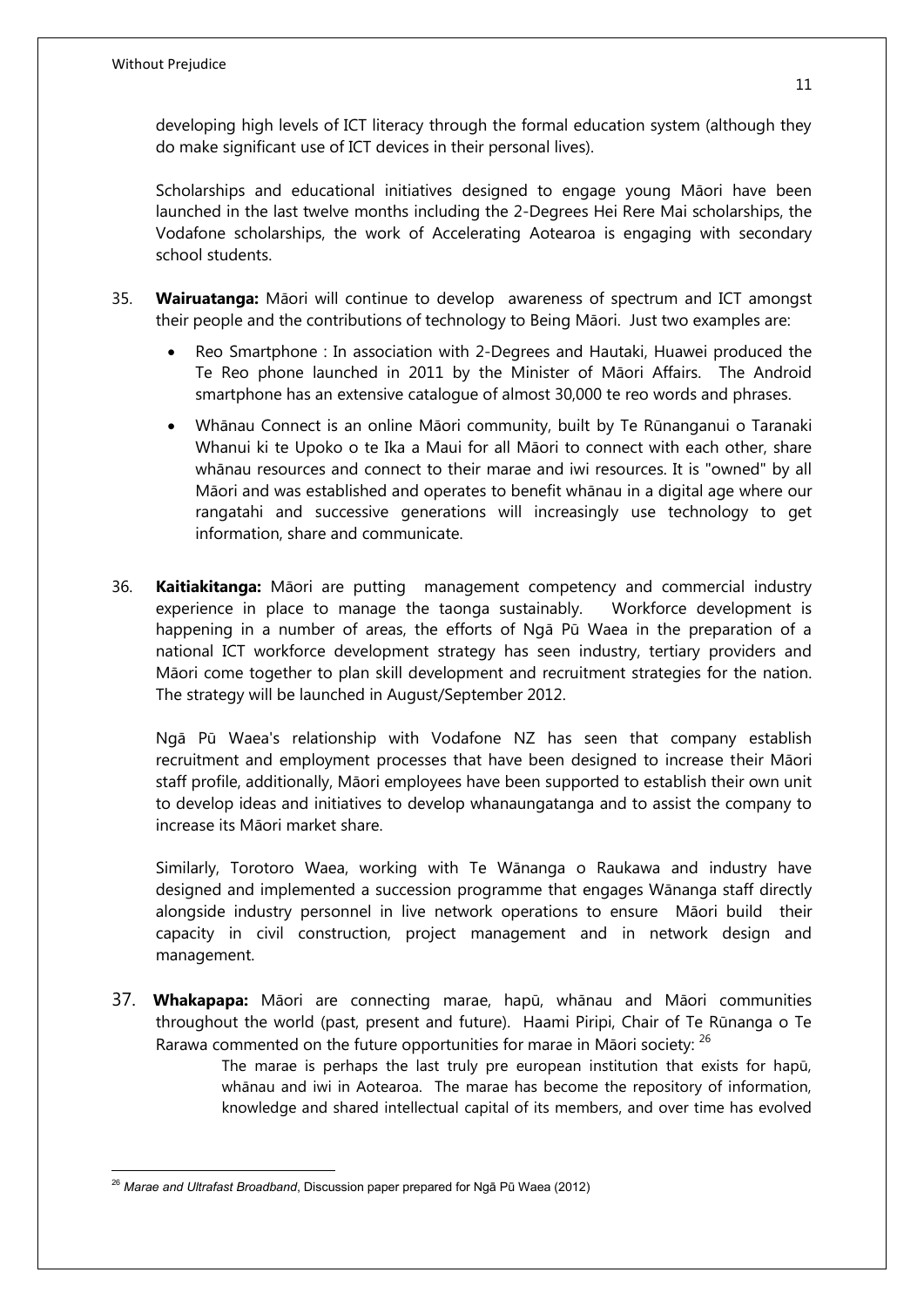developing high levels of ICT literacy through the formal education system (although they do make significant use of ICT devices in their personal lives).

Scholarships and educational initiatives designed to engage young Māori have been launched in the last twelve months including the 2-Degrees Hei Rere Mai scholarships, the Vodafone scholarships, the work of Accelerating Aotearoa is engaging with secondary school students.

35. **Wairuatanga:** Māori will continue to develop awareness of spectrum and ICT amongst their people and the contributions of technology to Being Māori. Just two examples are:

    - Reo Smartphone : In association with 2-Degrees and Hautaki, Huawei produced the Te Reo phone launched in 2011 by the Minister of Māori Affairs. The Android smartphone has an extensive catalogue of almost 30,000 te reo words and phrases.
    - Whānau Connect is an online Māori community, built by Te Rūnanganui o Taranaki Whanui ki te Upoko o te Ika a Maui for all Māori to connect with each other, share whānau resources and connect to their marae and iwi resources. It is "owned" by all Māori and was established and operates to benefit whānau in a digital age where our rangatahi and successive generations will increasingly use technology to get information, share and communicate.

36. **Kaitiakitanga:** Māori are putting management competency and commercial industry experience in place to manage the taonga sustainably. Workforce development is happening in a number of areas, the efforts of Ngā Pū Waea in the preparation of a national ICT workforce development strategy has seen industry, tertiary providers and Māori come together to plan skill development and recruitment strategies for the nation. The strategy will be launched in August/September 2012.

    Ngā Pū Waea's relationship with Vodafone NZ has seen that company establish recruitment and employment processes that have been designed to increase their Māori staff profile, additionally, Māori employees have been supported to establish their own unit to develop ideas and initiatives to develop whanaungatanga and to assist the company to increase its Māori market share.

    Similarly, Torotoro Waea, working with Te Wānanga o Raukawa and industry have designed and implemented a succession programme that engages Wānanga staff directly alongside industry personnel in live network operations to ensure Māori build their capacity in civil construction, project management and in network design and management.

37. **Whakapapa:** Māori are connecting marae, hapū, whānau and Māori communities throughout the world (past, present and future). Haami Piripi, Chair of Te Rūnanga o Te Rarawa commented on the future opportunities for marae in Māori society: [26]

    > The marae is perhaps the last truly pre european institution that exists for hapū, whānau and iwi in Aotearoa. The marae has become the repository of information, knowledge and shared intellectual capital of its members, and over time has evolved

[26] *Marae and Ultrafast Broadband*, Discussion paper prepared for Ngā Pū Waea (2012)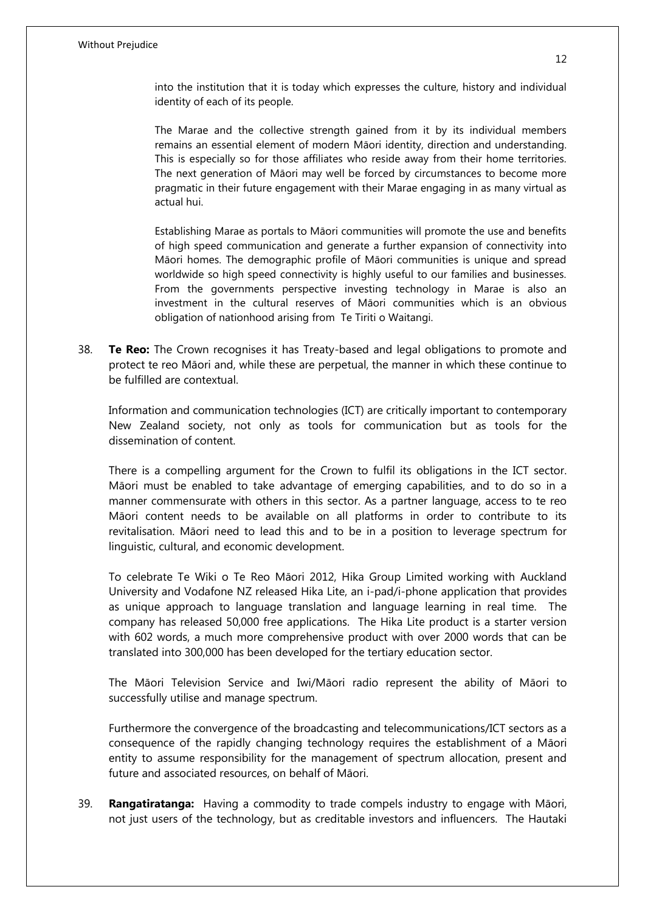into the institution that it is today which expresses the culture, history and individual identity of each of its people.

The Marae and the collective strength gained from it by its individual members remains an essential element of modern Māori identity, direction and understanding. This is especially so for those affiliates who reside away from their home territories. The next generation of Māori may well be forced by circumstances to become more pragmatic in their future engagement with their Marae engaging in as many virtual as actual hui.

Establishing Marae as portals to Māori communities will promote the use and benefits of high speed communication and generate a further expansion of connectivity into Māori homes. The demographic profile of Māori communities is unique and spread worldwide so high speed connectivity is highly useful to our families and businesses. From the governments perspective investing technology in Marae is also an investment in the cultural reserves of Māori communities which is an obvious obligation of nationhood arising from Te Tiriti o Waitangi.

38. **Te Reo:** The Crown recognises it has Treaty-based and legal obligations to promote and protect te reo Māori and, while these are perpetual, the manner in which these continue to be fulfilled are contextual.

Information and communication technologies (ICT) are critically important to contemporary New Zealand society, not only as tools for communication but as tools for the dissemination of content.

There is a compelling argument for the Crown to fulfil its obligations in the ICT sector. Māori must be enabled to take advantage of emerging capabilities, and to do so in a manner commensurate with others in this sector. As a partner language, access to te reo Māori content needs to be available on all platforms in order to contribute to its revitalisation. Māori need to lead this and to be in a position to leverage spectrum for linguistic, cultural, and economic development.

To celebrate Te Wiki o Te Reo Māori 2012, Hika Group Limited working with Auckland University and Vodafone NZ released Hika Lite, an i-pad/i-phone application that provides as unique approach to language translation and language learning in real time. The company has released 50,000 free applications. The Hika Lite product is a starter version with 602 words, a much more comprehensive product with over 2000 words that can be translated into 300,000 has been developed for the tertiary education sector.

The Māori Television Service and Iwi/Māori radio represent the ability of Māori to successfully utilise and manage spectrum.

Furthermore the convergence of the broadcasting and telecommunications/ICT sectors as a consequence of the rapidly changing technology requires the establishment of a Māori entity to assume responsibility for the management of spectrum allocation, present and future and associated resources, on behalf of Māori.

39. **Rangatiratanga:** Having a commodity to trade compels industry to engage with Māori, not just users of the technology, but as creditable investors and influencers. The Hautaki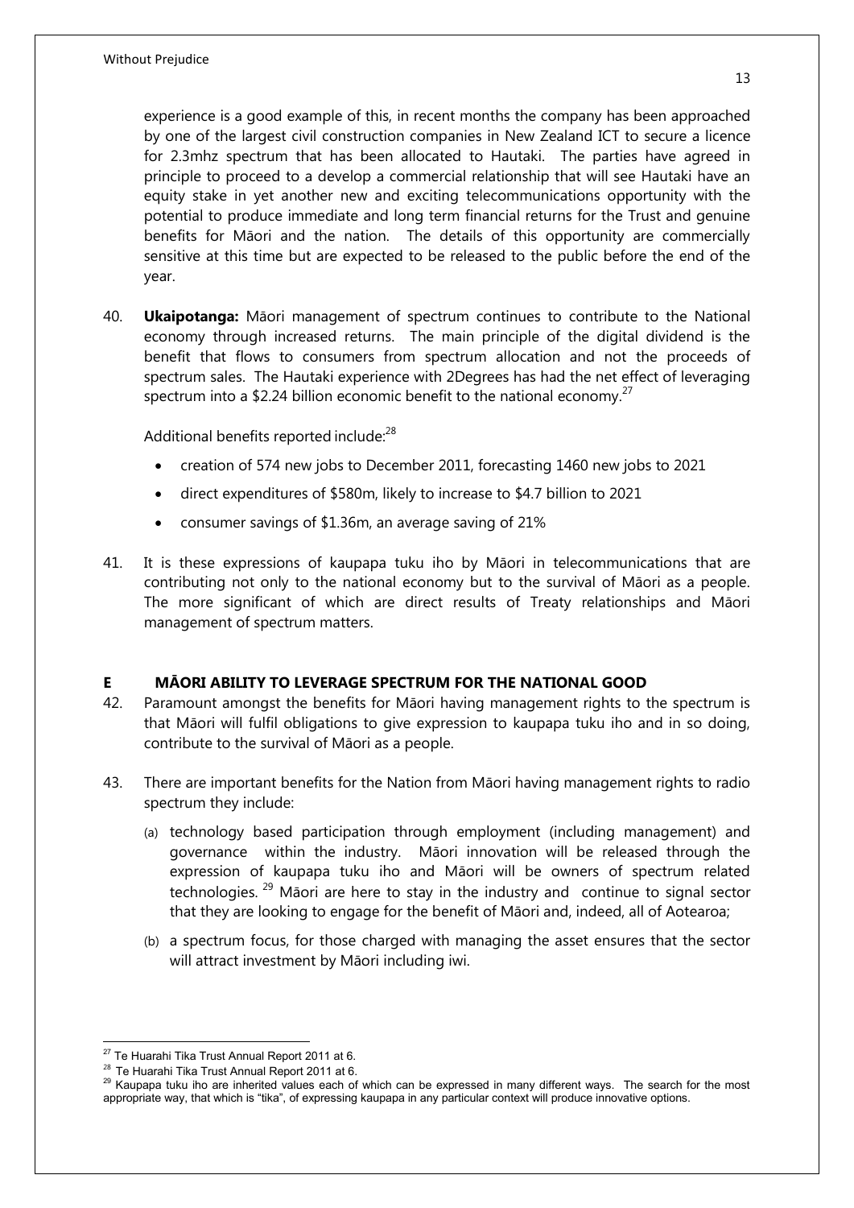experience is a good example of this, in recent months the company has been approached by one of the largest civil construction companies in New Zealand ICT to secure a licence for 2.3mhz spectrum that has been allocated to Hautaki. The parties have agreed in principle to proceed to a develop a commercial relationship that will see Hautaki have an equity stake in yet another new and exciting telecommunications opportunity with the potential to produce immediate and long term financial returns for the Trust and genuine benefits for Māori and the nation. The details of this opportunity are commercially sensitive at this time but are expected to be released to the public before the end of the year.

40. **Ukaipotanga:** Māori management of spectrum continues to contribute to the National economy through increased returns. The main principle of the digital dividend is the benefit that flows to consumers from spectrum allocation and not the proceeds of spectrum sales. The Hautaki experience with 2Degrees has had the net effect of leveraging spectrum into a $2.24 billion economic benefit to the national economy.[27]

    Additional benefits reported include:[28]

    - creation of 574 new jobs to December 2011, forecasting 1460 new jobs to 2021
    - direct expenditures of $580m, likely to increase to $4.7 billion to 2021
    - consumer savings of $1.36m, an average saving of 21%

41. It is these expressions of kaupapa tuku iho by Māori in telecommunications that are contributing not only to the national economy but to the survival of Māori as a people. The more significant of which are direct results of Treaty relationships and Māori management of spectrum matters.

## E MĀORI ABILITY TO LEVERAGE SPECTRUM FOR THE NATIONAL GOOD

42. Paramount amongst the benefits for Māori having management rights to the spectrum is that Māori will fulfil obligations to give expression to kaupapa tuku iho and in so doing, contribute to the survival of Māori as a people.

43. There are important benefits for the Nation from Māori having management rights to radio spectrum they include:

    (a) technology based participation through employment (including management) and governance within the industry. Māori innovation will be released through the expression of kaupapa tuku iho and Māori will be owners of spectrum related technologies.[29] Māori are here to stay in the industry and continue to signal sector that they are looking to engage for the benefit of Māori and, indeed, all of Aotearoa;

    (b) a spectrum focus, for those charged with managing the asset ensures that the sector will attract investment by Māori including iwi.

---

[27] Te Huarahi Tika Trust Annual Report 2011 at 6.

[28] Te Huarahi Tika Trust Annual Report 2011 at 6.

[29] Kaupapa tuku iho are inherited values each of which can be expressed in many different ways. The search for the most appropriate way, that which is "tika", of expressing kaupapa in any particular context will produce innovative options.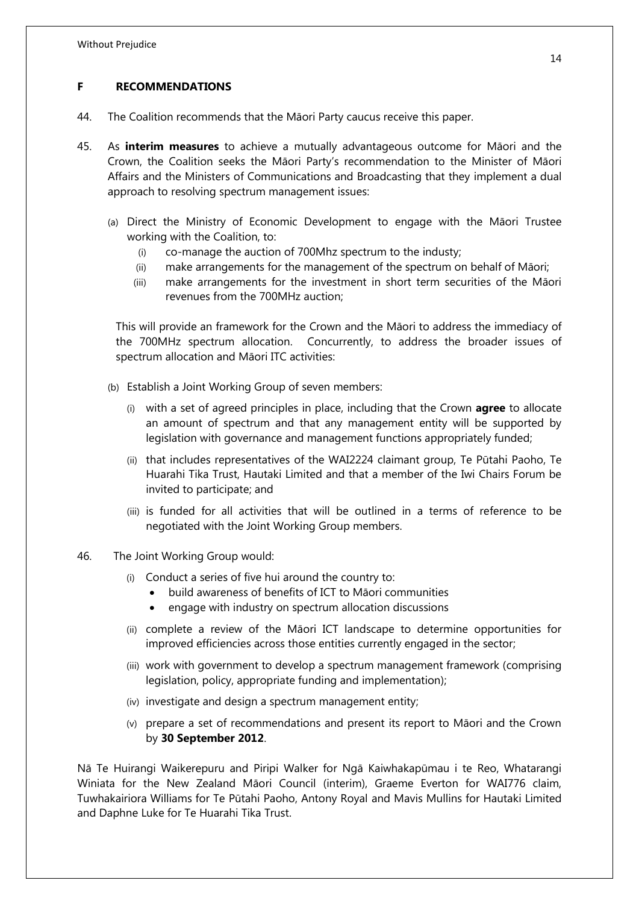## F RECOMMENDATIONS

44. The Coalition recommends that the Māori Party caucus receive this paper.

45. As **interim measures** to achieve a mutually advantageous outcome for Māori and the Crown, the Coalition seeks the Māori Party's recommendation to the Minister of Māori Affairs and the Ministers of Communications and Broadcasting that they implement a dual approach to resolving spectrum management issues:

    (a) Direct the Ministry of Economic Development to engage with the Māori Trustee working with the Coalition, to:
        (i) co-manage the auction of 700Mhz spectrum to the industy;
        (ii) make arrangements for the management of the spectrum on behalf of Māori;
        (iii) make arrangements for the investment in short term securities of the Māori revenues from the 700MHz auction;

    This will provide an framework for the Crown and the Māori to address the immediacy of the 700MHz spectrum allocation. Concurrently, to address the broader issues of spectrum allocation and Māori ITC activities:

    (b) Establish a Joint Working Group of seven members:
        (i) with a set of agreed principles in place, including that the Crown **agree** to allocate an amount of spectrum and that any management entity will be supported by legislation with governance and management functions appropriately funded;
        (ii) that includes representatives of the WAI2224 claimant group, Te Pūtahi Paoho, Te Huarahi Tika Trust, Hautaki Limited and that a member of the Iwi Chairs Forum be invited to participate; and
        (iii) is funded for all activities that will be outlined in a terms of reference to be negotiated with the Joint Working Group members.

46. The Joint Working Group would:
    (i) Conduct a series of five hui around the country to:
        - build awareness of benefits of ICT to Māori communities
        - engage with industry on spectrum allocation discussions
    (ii) complete a review of the Māori ICT landscape to determine opportunities for improved efficiencies across those entities currently engaged in the sector;
    (iii) work with government to develop a spectrum management framework (comprising legislation, policy, appropriate funding and implementation);
    (iv) investigate and design a spectrum management entity;
    (v) prepare a set of recommendations and present its report to Māori and the Crown by **30 September 2012**.

Nā Te Huirangi Waikerepuru and Piripi Walker for Ngā Kaiwhakapūmau i te Reo, Whatarangi Winiata for the New Zealand Māori Council (interim), Graeme Everton for WAI776 claim, Tuwhakairiora Williams for Te Pūtahi Paoho, Antony Royal and Mavis Mullins for Hautaki Limited and Daphne Luke for Te Huarahi Tika Trust.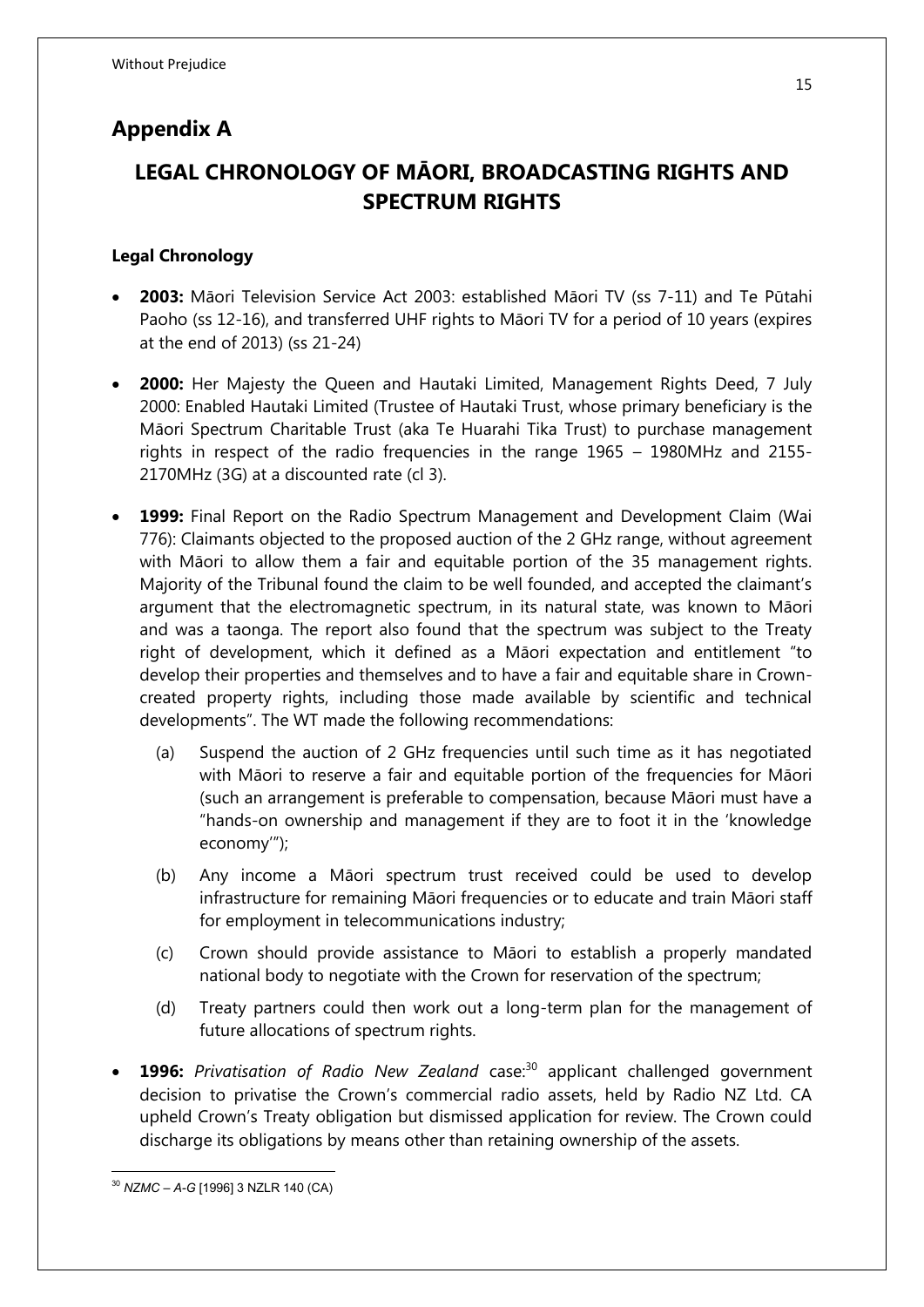# Appendix A

## LEGAL CHRONOLOGY OF MĀORI, BROADCASTING RIGHTS AND SPECTRUM RIGHTS

### Legal Chronology

- **2003:** Māori Television Service Act 2003: established Māori TV (ss 7-11) and Te Pūtahi Paoho (ss 12-16), and transferred UHF rights to Māori TV for a period of 10 years (expires at the end of 2013) (ss 21-24)

- **2000:** Her Majesty the Queen and Hautaki Limited, Management Rights Deed, 7 July 2000: Enabled Hautaki Limited (Trustee of Hautaki Trust, whose primary beneficiary is the Māori Spectrum Charitable Trust (aka Te Huarahi Tika Trust) to purchase management rights in respect of the radio frequencies in the range 1965 – 1980MHz and 2155-2170MHz (3G) at a discounted rate (cl 3).

- **1999:** Final Report on the Radio Spectrum Management and Development Claim (Wai 776): Claimants objected to the proposed auction of the 2 GHz range, without agreement with Māori to allow them a fair and equitable portion of the 35 management rights. Majority of the Tribunal found the claim to be well founded, and accepted the claimant's argument that the electromagnetic spectrum, in its natural state, was known to Māori and was a taonga. The report also found that the spectrum was subject to the Treaty right of development, which it defined as a Māori expectation and entitlement "to develop their properties and themselves and to have a fair and equitable share in Crown-created property rights, including those made available by scientific and technical developments". The WT made the following recommendations:

  (a) Suspend the auction of 2 GHz frequencies until such time as it has negotiated with Māori to reserve a fair and equitable portion of the frequencies for Māori (such an arrangement is preferable to compensation, because Māori must have a "hands-on ownership and management if they are to foot it in the 'knowledge economy'");

  (b) Any income a Māori spectrum trust received could be used to develop infrastructure for remaining Māori frequencies or to educate and train Māori staff for employment in telecommunications industry;

  (c) Crown should provide assistance to Māori to establish a properly mandated national body to negotiate with the Crown for reservation of the spectrum;

  (d) Treaty partners could then work out a long-term plan for the management of future allocations of spectrum rights.

- **1996:** *Privatisation of Radio New Zealand* case:[30] applicant challenged government decision to privatise the Crown's commercial radio assets, held by Radio NZ Ltd. CA upheld Crown's Treaty obligation but dismissed application for review. The Crown could discharge its obligations by means other than retaining ownership of the assets.

---

[30] *NZMC – A-G* [1996] 3 NZLR 140 (CA)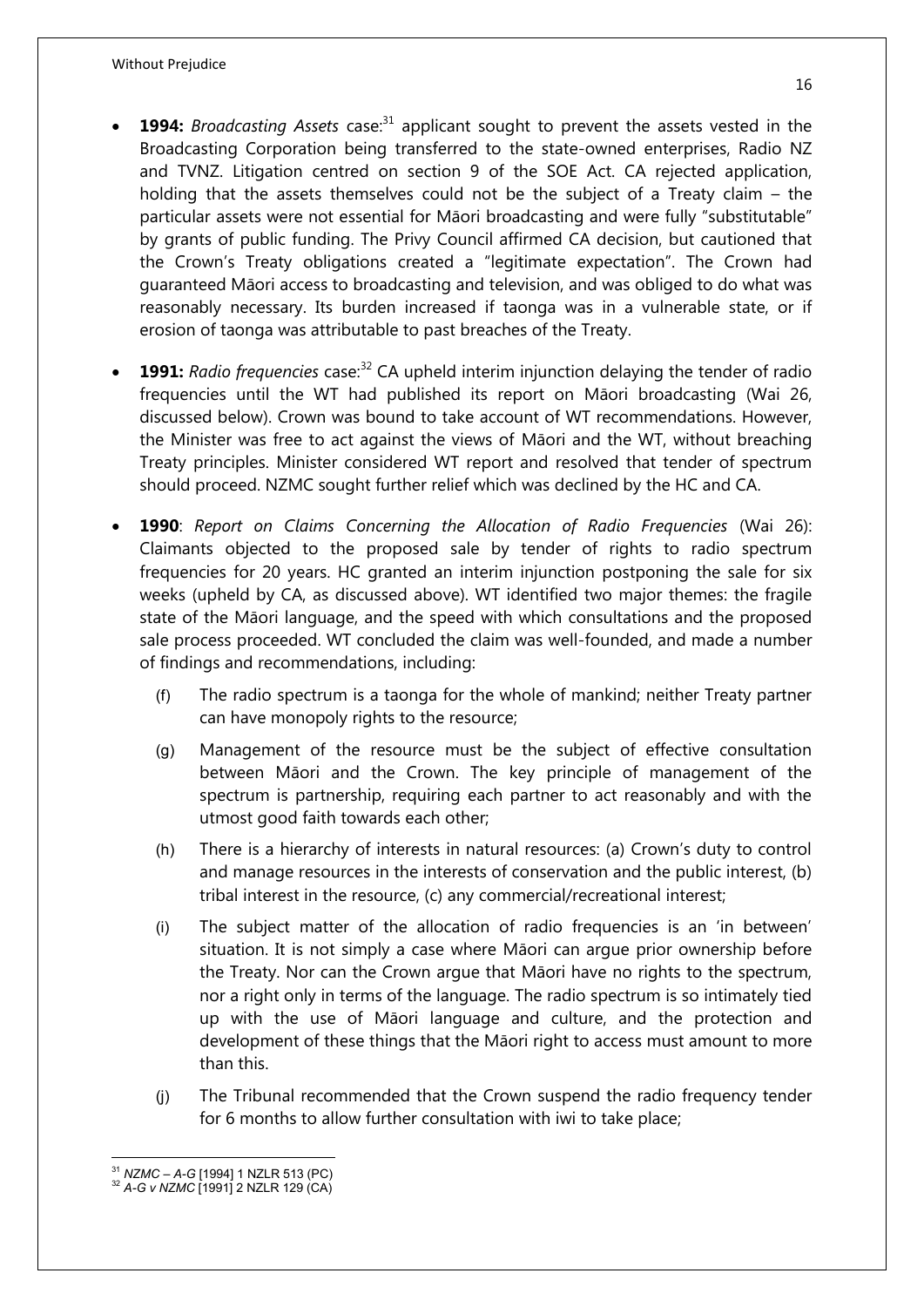- **1994:** *Broadcasting Assets* case:[31] applicant sought to prevent the assets vested in the Broadcasting Corporation being transferred to the state-owned enterprises, Radio NZ and TVNZ. Litigation centred on section 9 of the SOE Act. CA rejected application, holding that the assets themselves could not be the subject of a Treaty claim – the particular assets were not essential for Māori broadcasting and were fully "substitutable" by grants of public funding. The Privy Council affirmed CA decision, but cautioned that the Crown's Treaty obligations created a "legitimate expectation". The Crown had guaranteed Māori access to broadcasting and television, and was obliged to do what was reasonably necessary. Its burden increased if taonga was in a vulnerable state, or if erosion of taonga was attributable to past breaches of the Treaty.

- **1991:** *Radio frequencies* case:[32] CA upheld interim injunction delaying the tender of radio frequencies until the WT had published its report on Māori broadcasting (Wai 26, discussed below). Crown was bound to take account of WT recommendations. However, the Minister was free to act against the views of Māori and the WT, without breaching Treaty principles. Minister considered WT report and resolved that tender of spectrum should proceed. NZMC sought further relief which was declined by the HC and CA.

- **1990**: *Report on Claims Concerning the Allocation of Radio Frequencies* (Wai 26): Claimants objected to the proposed sale by tender of rights to radio spectrum frequencies for 20 years. HC granted an interim injunction postponing the sale for six weeks (upheld by CA, as discussed above). WT identified two major themes: the fragile state of the Māori language, and the speed with which consultations and the proposed sale process proceeded. WT concluded the claim was well-founded, and made a number of findings and recommendations, including:

  (f) The radio spectrum is a taonga for the whole of mankind; neither Treaty partner can have monopoly rights to the resource;

  (g) Management of the resource must be the subject of effective consultation between Māori and the Crown. The key principle of management of the spectrum is partnership, requiring each partner to act reasonably and with the utmost good faith towards each other;

  (h) There is a hierarchy of interests in natural resources: (a) Crown's duty to control and manage resources in the interests of conservation and the public interest, (b) tribal interest in the resource, (c) any commercial/recreational interest;

  (i) The subject matter of the allocation of radio frequencies is an 'in between' situation. It is not simply a case where Māori can argue prior ownership before the Treaty. Nor can the Crown argue that Māori have no rights to the spectrum, nor a right only in terms of the language. The radio spectrum is so intimately tied up with the use of Māori language and culture, and the protection and development of these things that the Māori right to access must amount to more than this.

  (j) The Tribunal recommended that the Crown suspend the radio frequency tender for 6 months to allow further consultation with iwi to take place;

---

[31] *NZMC – A-G* [1994] 1 NZLR 513 (PC)

[32] *A-G v NZMC* [1991] 2 NZLR 129 (CA)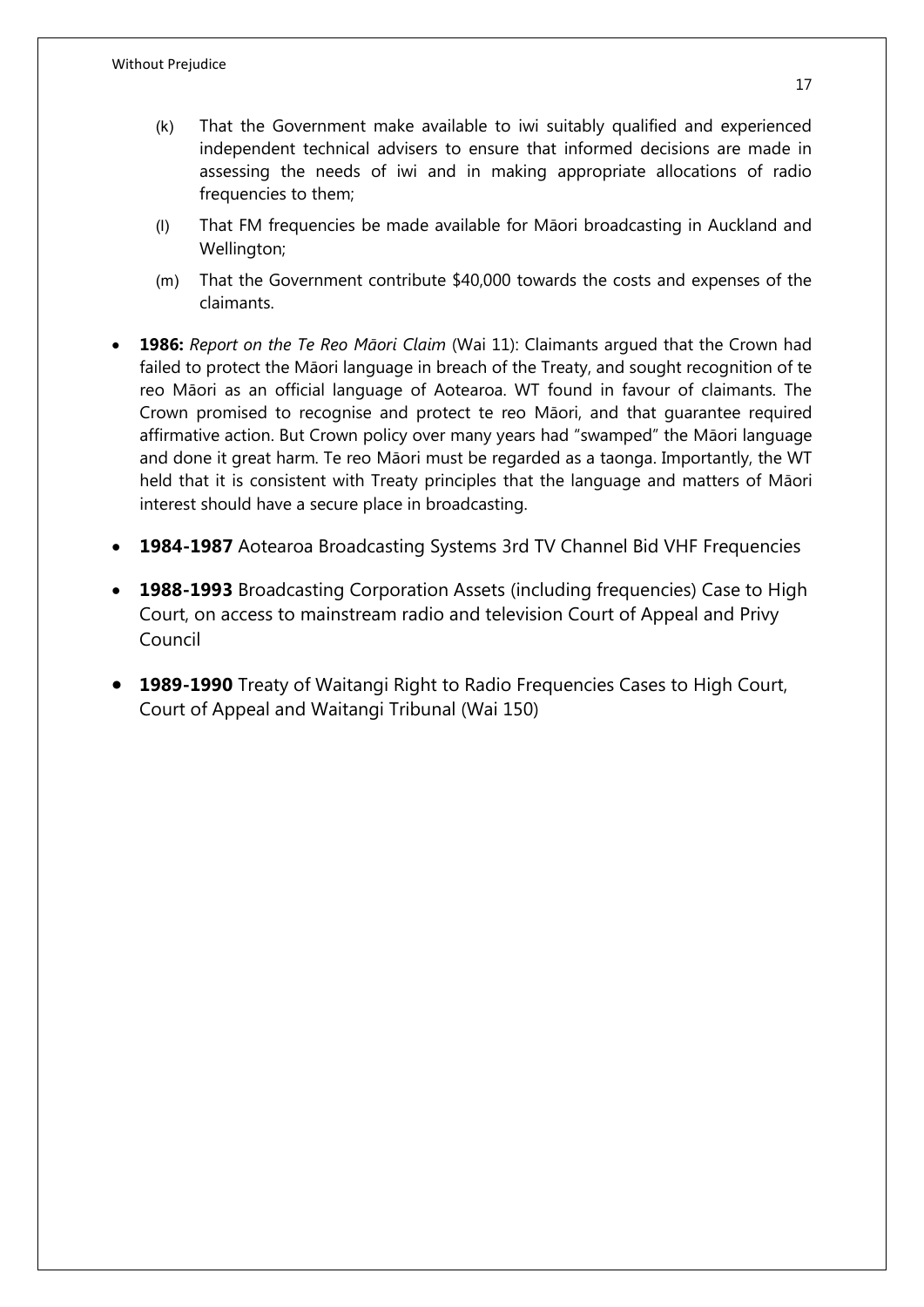(k) That the Government make available to iwi suitably qualified and experienced independent technical advisers to ensure that informed decisions are made in assessing the needs of iwi and in making appropriate allocations of radio frequencies to them;

(l) That FM frequencies be made available for Māori broadcasting in Auckland and Wellington;

(m) That the Government contribute $40,000 towards the costs and expenses of the claimants.

- **1986:** *Report on the Te Reo Māori Claim* (Wai 11): Claimants argued that the Crown had failed to protect the Māori language in breach of the Treaty, and sought recognition of te reo Māori as an official language of Aotearoa. WT found in favour of claimants. The Crown promised to recognise and protect te reo Māori, and that guarantee required affirmative action. But Crown policy over many years had "swamped" the Māori language and done it great harm. Te reo Māori must be regarded as a taonga. Importantly, the WT held that it is consistent with Treaty principles that the language and matters of Māori interest should have a secure place in broadcasting.
- **1984-1987** Aotearoa Broadcasting Systems 3rd TV Channel Bid VHF Frequencies
- **1988-1993** Broadcasting Corporation Assets (including frequencies) Case to High Court, on access to mainstream radio and television Court of Appeal and Privy Council
- **1989-1990** Treaty of Waitangi Right to Radio Frequencies Cases to High Court, Court of Appeal and Waitangi Tribunal (Wai 150)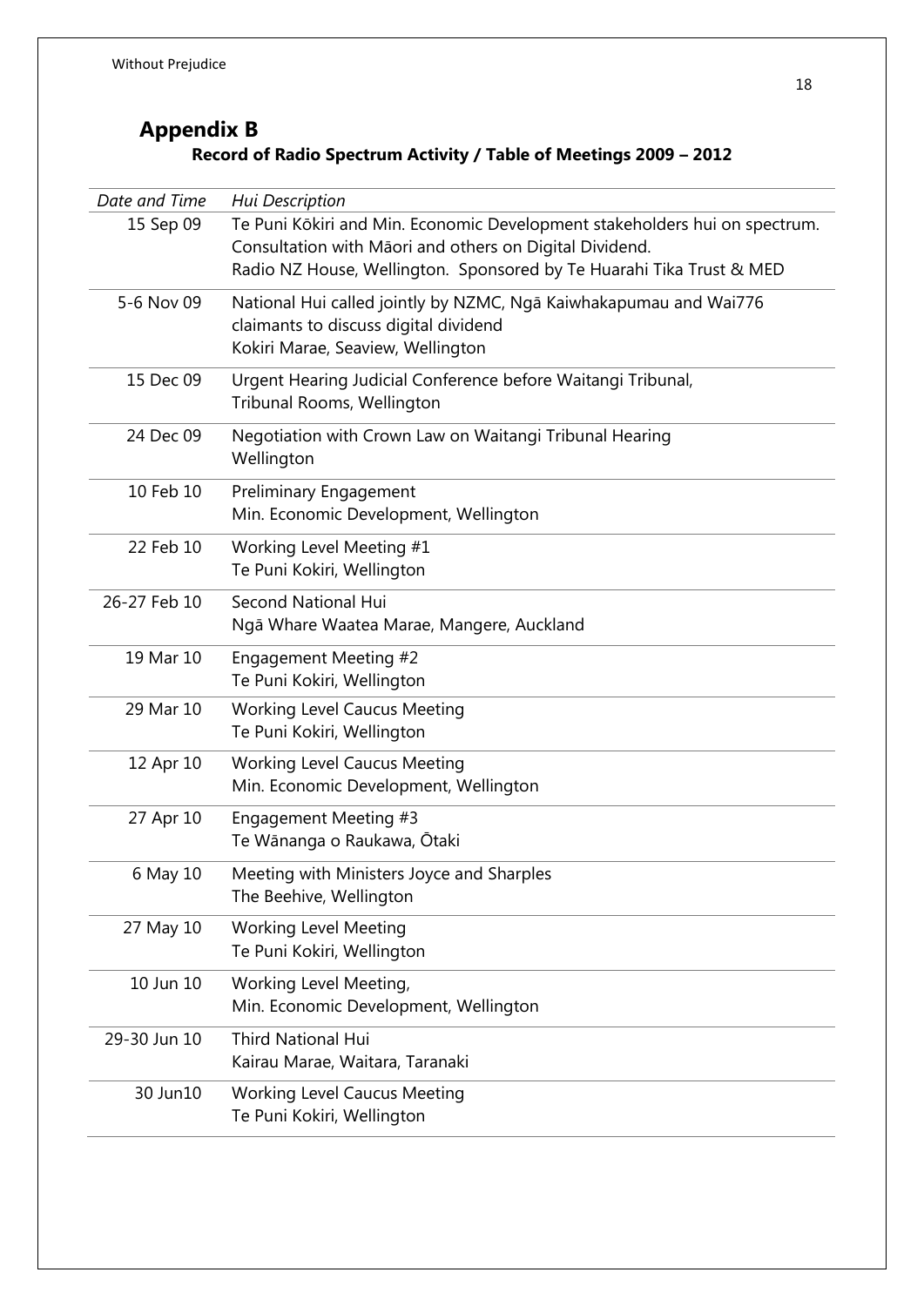Without Prejudice

## Appendix B

### Record of Radio Spectrum Activity / Table of Meetings 2009 – 2012

| *Date and Time* | *Hui Description* |
|---|---|
| 15 Sep 09 | Te Puni Kōkiri and Min. Economic Development stakeholders hui on spectrum.<br>Consultation with Māori and others on Digital Dividend.<br>Radio NZ House, Wellington. Sponsored by Te Huarahi Tika Trust & MED |
| 5-6 Nov 09 | National Hui called jointly by NZMC, Ngā Kaiwhakapumau and Wai776 claimants to discuss digital dividend<br>Kokiri Marae, Seaview, Wellington |
| 15 Dec 09 | Urgent Hearing Judicial Conference before Waitangi Tribunal,<br>Tribunal Rooms, Wellington |
| 24 Dec 09 | Negotiation with Crown Law on Waitangi Tribunal Hearing<br>Wellington |
| 10 Feb 10 | Preliminary Engagement<br>Min. Economic Development, Wellington |
| 22 Feb 10 | Working Level Meeting #1<br>Te Puni Kokiri, Wellington |
| 26-27 Feb 10 | Second National Hui<br>Ngā Whare Waatea Marae, Mangere, Auckland |
| 19 Mar 10 | Engagement Meeting #2<br>Te Puni Kokiri, Wellington |
| 29 Mar 10 | Working Level Caucus Meeting<br>Te Puni Kokiri, Wellington |
| 12 Apr 10 | Working Level Caucus Meeting<br>Min. Economic Development, Wellington |
| 27 Apr 10 | Engagement Meeting #3<br>Te Wānanga o Raukawa, Ōtaki |
| 6 May 10 | Meeting with Ministers Joyce and Sharples<br>The Beehive, Wellington |
| 27 May 10 | Working Level Meeting<br>Te Puni Kokiri, Wellington |
| 10 Jun 10 | Working Level Meeting,<br>Min. Economic Development, Wellington |
| 29-30 Jun 10 | Third National Hui<br>Kairau Marae, Waitara, Taranaki |
| 30 Jun10 | Working Level Caucus Meeting<br>Te Puni Kokiri, Wellington |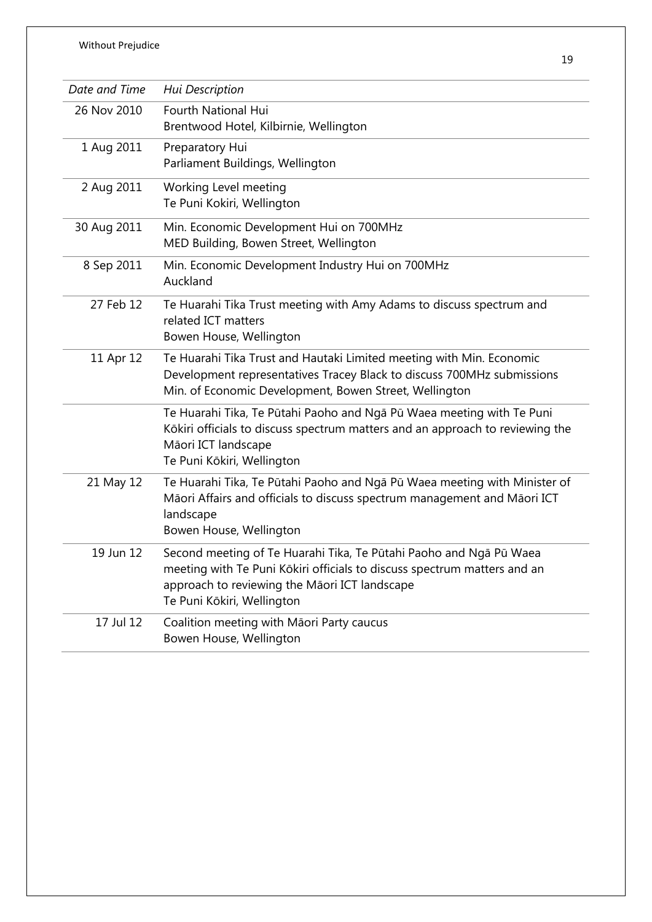| *Date and Time* | *Hui Description* |
|---|---|
| 26 Nov 2010 | Fourth National Hui<br>Brentwood Hotel, Kilbirnie, Wellington |
| 1 Aug 2011 | Preparatory Hui<br>Parliament Buildings, Wellington |
| 2 Aug 2011 | Working Level meeting<br>Te Puni Kokiri, Wellington |
| 30 Aug 2011 | Min. Economic Development Hui on 700MHz<br>MED Building, Bowen Street, Wellington |
| 8 Sep 2011 | Min. Economic Development Industry Hui on 700MHz<br>Auckland |
| 27 Feb 12 | Te Huarahi Tika Trust meeting with Amy Adams to discuss spectrum and related ICT matters<br>Bowen House, Wellington |
| 11 Apr 12 | Te Huarahi Tika Trust and Hautaki Limited meeting with Min. Economic Development representatives Tracey Black to discuss 700MHz submissions<br>Min. of Economic Development, Bowen Street, Wellington |
| | Te Huarahi Tika, Te Pūtahi Paoho and Ngā Pū Waea meeting with Te Puni Kōkiri officials to discuss spectrum matters and an approach to reviewing the Māori ICT landscape<br>Te Puni Kōkiri, Wellington |
| 21 May 12 | Te Huarahi Tika, Te Pūtahi Paoho and Ngā Pū Waea meeting with Minister of Māori Affairs and officials to discuss spectrum management and Māori ICT landscape<br>Bowen House, Wellington |
| 19 Jun 12 | Second meeting of Te Huarahi Tika, Te Pūtahi Paoho and Ngā Pū Waea meeting with Te Puni Kōkiri officials to discuss spectrum matters and an approach to reviewing the Māori ICT landscape<br>Te Puni Kōkiri, Wellington |
| 17 Jul 12 | Coalition meeting with Māori Party caucus<br>Bowen House, Wellington |